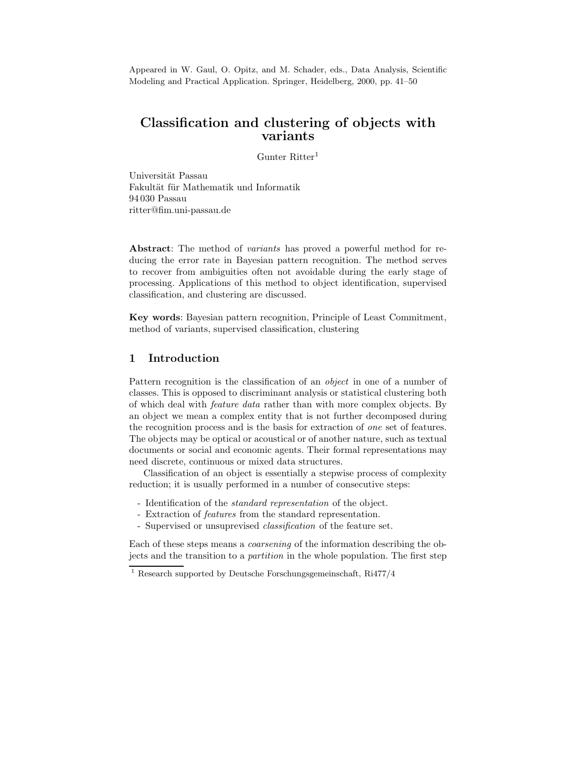Appeared in W. Gaul, O. Opitz, and M. Schader, eds., Data Analysis, Scientific Modeling and Practical Application. Springer, Heidelberg, 2000, pp. 41–50

# Classification and clustering of objects with variants

Gunter Ritter[1]

Universität Passau
Fakultät für Mathematik und Informatik
94 030 Passau
ritter@fim.uni-passau.de

**Abstract**: The method of *variants* has proved a powerful method for reducing the error rate in Bayesian pattern recognition. The method serves to recover from ambiguities often not avoidable during the early stage of processing. Applications of this method to object identification, supervised classification, and clustering are discussed.

**Key words**: Bayesian pattern recognition, Principle of Least Commitment, method of variants, supervised classification, clustering

## 1 Introduction

Pattern recognition is the classification of an *object* in one of a number of classes. This is opposed to discriminant analysis or statistical clustering both of which deal with *feature data* rather than with more complex objects. By an object we mean a complex entity that is not further decomposed during the recognition process and is the basis for extraction of *one* set of features. The objects may be optical or acoustical or of another nature, such as textual documents or social and economic agents. Their formal representations may need discrete, continuous or mixed data structures.

Classification of an object is essentially a stepwise process of complexity reduction; it is usually performed in a number of consecutive steps:

- Identification of the *standard representation* of the object.
- Extraction of *features* from the standard representation.
- Supervised or unsuprevised *classification* of the feature set.

Each of these steps means a *coarsening* of the information describing the objects and the transition to a *partition* in the whole population. The first step

[1] Research supported by Deutsche Forschungsgemeinschaft, Ri477/4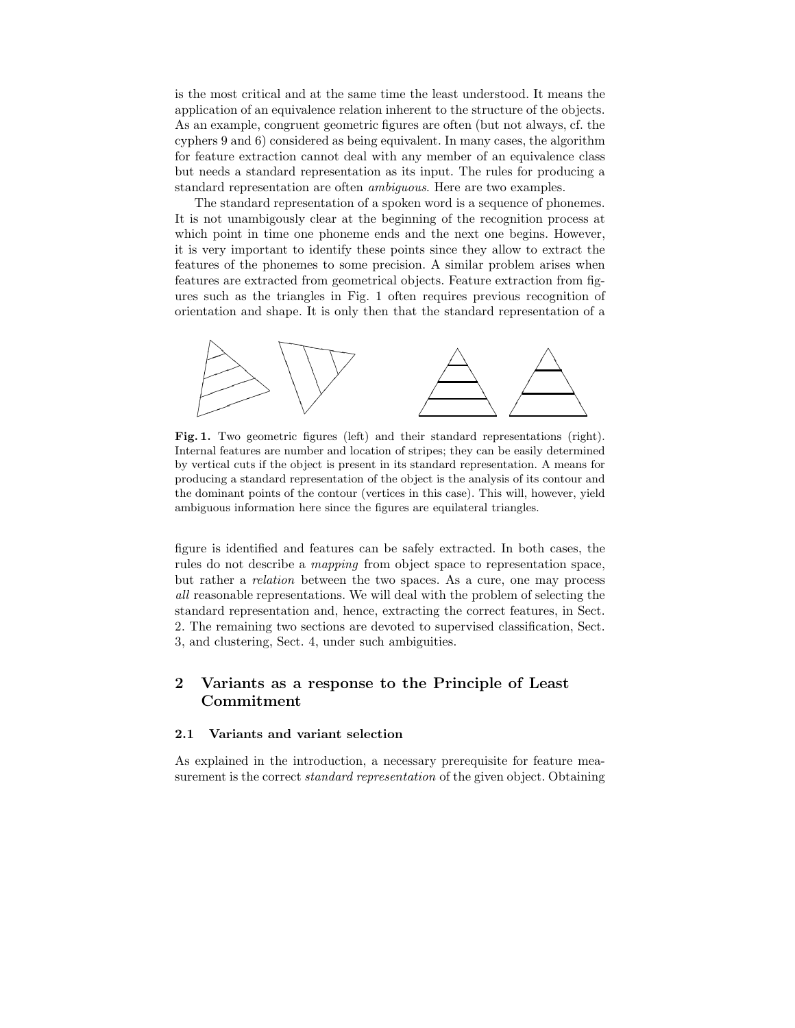is the most critical and at the same time the least understood. It means the application of an equivalence relation inherent to the structure of the objects. As an example, congruent geometric figures are often (but not always, cf. the cyphers 9 and 6) considered as being equivalent. In many cases, the algorithm for feature extraction cannot deal with any member of an equivalence class but needs a standard representation as its input. The rules for producing a standard representation are often *ambiguous*. Here are two examples.

The standard representation of a spoken word is a sequence of phonemes. It is not unambigously clear at the beginning of the recognition process at which point in time one phoneme ends and the next one begins. However, it is very important to identify these points since they allow to extract the features of the phonemes to some precision. A similar problem arises when features are extracted from geometrical objects. Feature extraction from figures such as the triangles in Fig. 1 often requires previous recognition of orientation and shape. It is only then that the standard representation of a figure is identified and features can be safely extracted. In both cases, the rules do not describe a *mapping* from object space to representation space, but rather a *relation* between the two spaces. As a cure, one may process *all* reasonable representations. We will deal with the problem of selecting the standard representation and, hence, extracting the correct features, in Sect. 2. The remaining two sections are devoted to supervised classification, Sect. 3, and clustering, Sect. 4, under such ambiguities.

**Fig. 1.** Two geometric figures (left) and their standard representations (right). Internal features are number and location of stripes; they can be easily determined by vertical cuts if the object is present in its standard representation. A means for producing a standard representation of the object is the analysis of its contour and the dominant points of the contour (vertices in this case). This will, however, yield ambiguous information here since the figures are equilateral triangles.

## 2 Variants as a response to the Principle of Least Commitment

### 2.1 Variants and variant selection

As explained in the introduction, a necessary prerequisite for feature measurement is the correct *standard representation* of the given object. Obtaining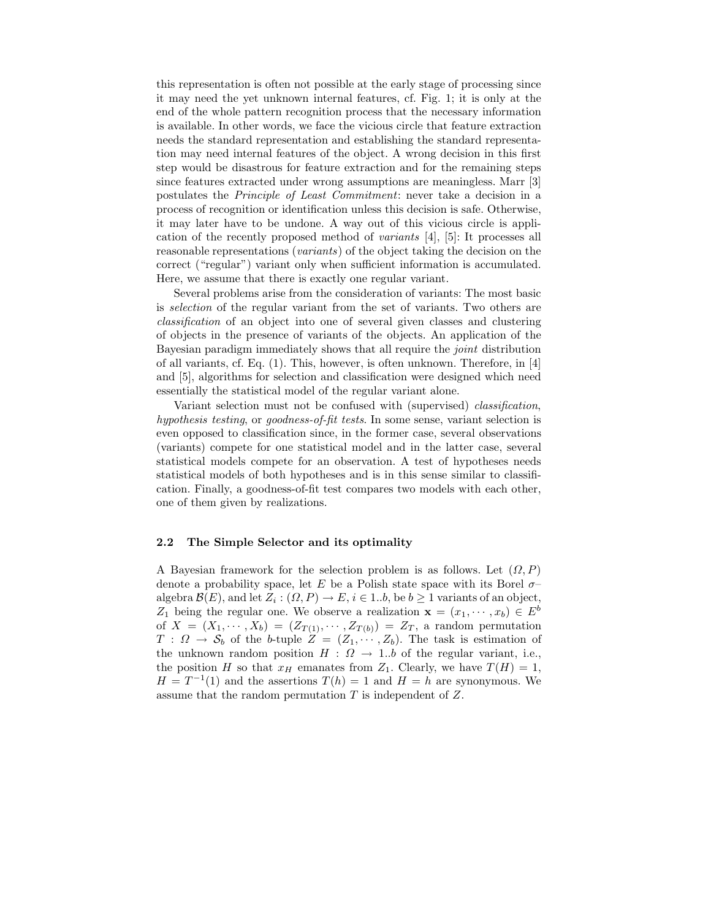this representation is often not possible at the early stage of processing since it may need the yet unknown internal features, cf. Fig. 1; it is only at the end of the whole pattern recognition process that the necessary information is available. In other words, we face the vicious circle that feature extraction needs the standard representation and establishing the standard representation may need internal features of the object. A wrong decision in this first step would be disastrous for feature extraction and for the remaining steps since features extracted under wrong assumptions are meaningless. Marr [3] postulates the *Principle of Least Commitment*: never take a decision in a process of recognition or identification unless this decision is safe. Otherwise, it may later have to be undone. A way out of this vicious circle is application of the recently proposed method of *variants* [4], [5]: It processes all reasonable representations (*variants*) of the object taking the decision on the correct ("regular") variant only when sufficient information is accumulated. Here, we assume that there is exactly one regular variant.

Several problems arise from the consideration of variants: The most basic is *selection* of the regular variant from the set of variants. Two others are *classification* of an object into one of several given classes and clustering of objects in the presence of variants of the objects. An application of the Bayesian paradigm immediately shows that all require the *joint* distribution of all variants, cf. Eq. (1). This, however, is often unknown. Therefore, in [4] and [5], algorithms for selection and classification were designed which need essentially the statistical model of the regular variant alone.

Variant selection must not be confused with (supervised) *classification*, *hypothesis testing*, or *goodness-of-fit tests*. In some sense, variant selection is even opposed to classification since, in the former case, several observations (variants) compete for one statistical model and in the latter case, several statistical models compete for an observation. A test of hypotheses needs statistical models of both hypotheses and is in this sense similar to classification. Finally, a goodness-of-fit test compares two models with each other, one of them given by realizations.

### 2.2 The Simple Selector and its optimality

A Bayesian framework for the selection problem is as follows. Let $(\Omega, P)$ denote a probability space, let $E$ be a Polish state space with its Borel $\sigma$–algebra $\mathcal{B}(E)$, and let $Z_i : (\Omega, P) \to E$, $i \in 1..b$, be $b \geq 1$ variants of an object, $Z_1$ being the regular one. We observe a realization $\mathbf{x} = (x_1, \cdots, x_b) \in E^b$ of $X = (X_1, \cdots, X_b) = (Z_{T(1)}, \cdots, Z_{T(b)}) = Z_T$, a random permutation $T : \Omega \to \mathcal{S}_b$ of the $b$-tuple $Z = (Z_1, \cdots, Z_b)$. The task is estimation of the unknown random position $H : \Omega \to 1..b$ of the regular variant, i.e., the position $H$ so that $x_H$ emanates from $Z_1$. Clearly, we have $T(H) = 1$, $H = T^{-1}(1)$ and the assertions $T(h) = 1$ and $H = h$ are synonymous. We assume that the random permutation $T$ is independent of $Z$.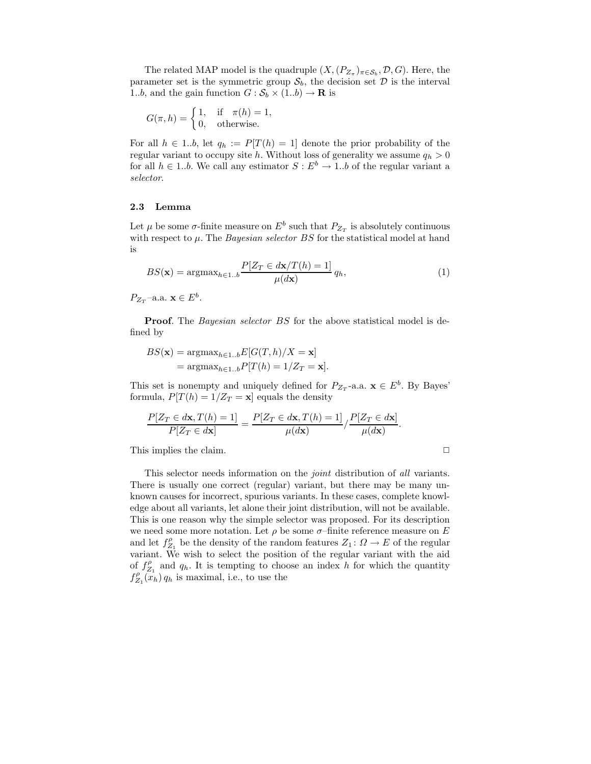The related MAP model is the quadruple $(X, (P_{Z_\pi})_{\pi \in \mathcal{S}_b}, \mathcal{D}, G)$. Here, the parameter set is the symmetric group $\mathcal{S}_b$, the decision set $\mathcal{D}$ is the interval $1..b$, and the gain function $G : \mathcal{S}_b \times (1..b) \to \mathbf{R}$ is

$$G(\pi, h) = \begin{cases} 1, & \text{if} \quad \pi(h) = 1, \\ 0, & \text{otherwise.} \end{cases}$$

For all $h \in 1..b$, let $q_h := P[T(h) = 1]$ denote the prior probability of the regular variant to occupy site $h$. Without loss of generality we assume $q_h > 0$ for all $h \in 1..b$. We call any estimator $S : E^b \to 1..b$ of the regular variant a *selector*.

### 2.3 Lemma

Let $\mu$ be some $\sigma$-finite measure on $E^b$ such that $P_{Z_T}$ is absolutely continuous with respect to $\mu$. The *Bayesian selector* $BS$ for the statistical model at hand is

$$BS(\mathbf{x}) = \mathrm{argmax}_{h \in 1..b} \frac{P[Z_T \in d\mathbf{x}/T(h) = 1]}{\mu(d\mathbf{x})}\, q_h, \tag{1}$$

$P_{Z_T}$–a.a. $\mathbf{x} \in E^b$.

**Proof**. The *Bayesian selector* $BS$ for the above statistical model is defined by

$$\begin{aligned} BS(\mathbf{x}) &= \mathrm{argmax}_{h \in 1..b} E[G(T, h)/X = \mathbf{x}] \\ &= \mathrm{argmax}_{h \in 1..b} P[T(h) = 1/Z_T = \mathbf{x}]. \end{aligned}$$

This set is nonempty and uniquely defined for $P_{Z_T}$-a.a. $\mathbf{x} \in E^b$. By Bayes' formula, $P[T(h) = 1/Z_T = \mathbf{x}]$ equals the density

$$\frac{P[Z_T \in d\mathbf{x}, T(h) = 1]}{P[Z_T \in d\mathbf{x}]} = \frac{P[Z_T \in d\mathbf{x}, T(h) = 1]}{\mu(d\mathbf{x})} \Big/ \frac{P[Z_T \in d\mathbf{x}]}{\mu(d\mathbf{x})}.$$

This implies the claim. □

This selector needs information on the *joint* distribution of *all* variants. There is usually one correct (regular) variant, but there may be many unknown causes for incorrect, spurious variants. In these cases, complete knowledge about all variants, let alone their joint distribution, will not be available. This is one reason why the simple selector was proposed. For its description we need some more notation. Let $\rho$ be some $\sigma$–finite reference measure on $E$ and let $f^\rho_{Z_1}$ be the density of the random features $Z_1 \colon \Omega \to E$ of the regular variant. We wish to select the position of the regular variant with the aid of $f^\rho_{Z_1}$ and $q_h$. It is tempting to choose an index $h$ for which the quantity $f^\rho_{Z_1}(x_h)\, q_h$ is maximal, i.e., to use the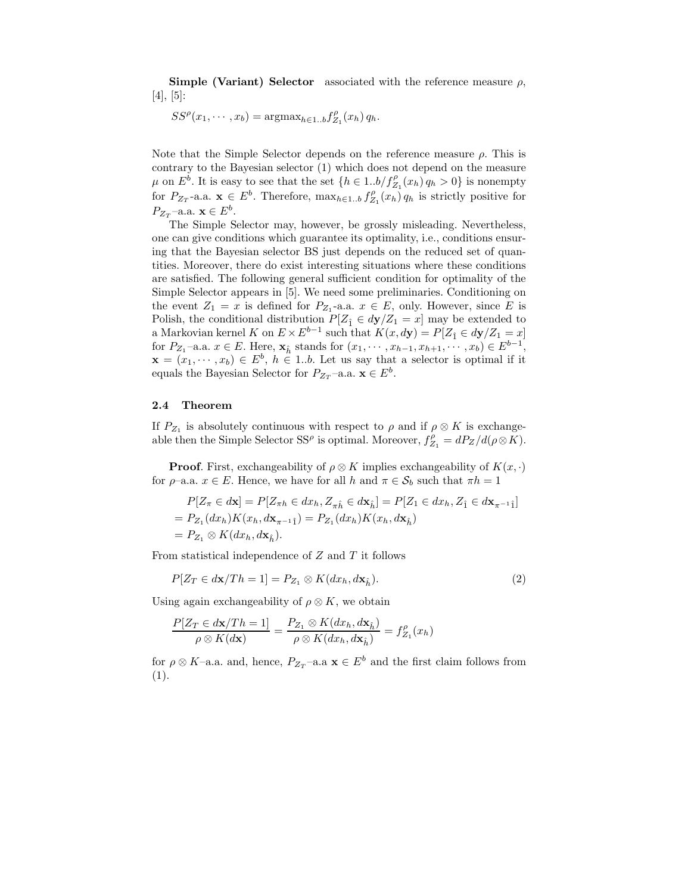**Simple (Variant) Selector** associated with the reference measure $\rho$, [4], [5]:

$$SS^{\rho}(x_1, \cdots, x_b) = \mathrm{argmax}_{h \in 1..b} f^{\rho}_{Z_1}(x_h)\, q_h.$$

Note that the Simple Selector depends on the reference measure $\rho$. This is contrary to the Bayesian selector (1) which does not depend on the measure $\mu$ on $E^b$. It is easy to see that the set $\{h \in 1..b / f^{\rho}_{Z_1}(x_h)\, q_h > 0\}$ is nonempty for $P_{Z_T}$-a.a. $\mathbf{x} \in E^b$. Therefore, $\max_{h \in 1..b} f^{\rho}_{Z_1}(x_h)\, q_h$ is strictly positive for $P_{Z_T}$–a.a. $\mathbf{x} \in E^b$.

The Simple Selector may, however, be grossly misleading. Nevertheless, one can give conditions which guarantee its optimality, i.e., conditions ensuring that the Bayesian selector BS just depends on the reduced set of quantities. Moreover, there do exist interesting situations where these conditions are satisfied. The following general sufficient condition for optimality of the Simple Selector appears in [5]. We need some preliminaries. Conditioning on the event $Z_1 = x$ is defined for $P_{Z_1}$-a.a. $x \in E$, only. However, since $E$ is Polish, the conditional distribution $P[Z_{\hat{1}} \in d\mathbf{y}/Z_1 = x]$ may be extended to a Markovian kernel $K$ on $E \times E^{b-1}$ such that $K(x, d\mathbf{y}) = P[Z_{\hat{1}} \in d\mathbf{y}/Z_1 = x]$ for $P_{Z_1}$–a.a. $x \in E$. Here, $\mathbf{x}_{\hat{h}}$ stands for $(x_1, \cdots, x_{h-1}, x_{h+1}, \cdots, x_b) \in E^{b-1}$, $\mathbf{x} = (x_1, \cdots, x_b) \in E^b$, $h \in 1..b$. Let us say that a selector is optimal if it equals the Bayesian Selector for $P_{Z_T}$–a.a. $\mathbf{x} \in E^b$.

### 2.4 Theorem

If $P_{Z_1}$ is absolutely continuous with respect to $\rho$ and if $\rho \otimes K$ is exchangeable then the Simple Selector $\mathrm{SS}^{\rho}$ is optimal. Moreover, $f^{\rho}_{Z_1} = dP_Z/d(\rho \otimes K)$.

**Proof**. First, exchangeability of $\rho \otimes K$ implies exchangeability of $K(x, \cdot)$ for $\rho$–a.a. $x \in E$. Hence, we have for all $h$ and $\pi \in \mathcal{S}_b$ such that $\pi h = 1$

$$\begin{aligned}
&P[Z_{\pi} \in d\mathbf{x}] = P[Z_{\pi h} \in dx_h, Z_{\pi \hat{h}} \in d\mathbf{x}_{\hat{h}}] = P[Z_1 \in dx_h, Z_{\hat{1}} \in d\mathbf{x}_{\pi^{-1}\hat{1}}] \\
&= P_{Z_1}(dx_h) K(x_h, d\mathbf{x}_{\pi^{-1}\hat{1}}) = P_{Z_1}(dx_h) K(x_h, d\mathbf{x}_{\hat{h}}) \\
&= P_{Z_1} \otimes K(dx_h, d\mathbf{x}_{\hat{h}}).
\end{aligned}$$

From statistical independence of $Z$ and $T$ it follows

$$P[Z_T \in d\mathbf{x}/Th = 1] = P_{Z_1} \otimes K(dx_h, d\mathbf{x}_{\hat{h}}). \tag{2}$$

Using again exchangeability of $\rho \otimes K$, we obtain

$$\frac{P[Z_T \in d\mathbf{x}/Th = 1]}{\rho \otimes K(d\mathbf{x})} = \frac{P_{Z_1} \otimes K(dx_h, d\mathbf{x}_{\hat{h}})}{\rho \otimes K(dx_h, d\mathbf{x}_{\hat{h}})} = f^{\rho}_{Z_1}(x_h)$$

for $\rho \otimes K$–a.a. and, hence, $P_{Z_T}$–a.a $\mathbf{x} \in E^b$ and the first claim follows from (1).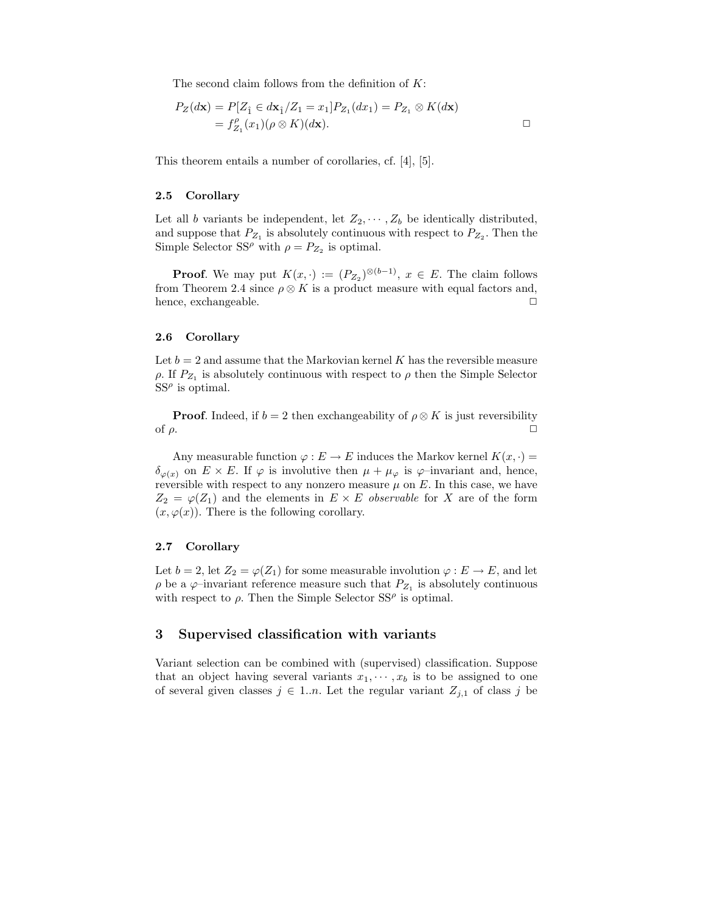The second claim follows from the definition of $K$:

$$
\begin{aligned}
P_Z(d\mathbf{x}) &= P[Z_{\hat{1}} \in d\mathbf{x}_{\hat{1}}/Z_1 = x_1]P_{Z_1}(dx_1) = P_{Z_1} \otimes K(d\mathbf{x}) \\
&= f^{\rho}_{Z_1}(x_1)(\rho \otimes K)(d\mathbf{x}).
\end{aligned}
\qquad \Box
$$

This theorem entails a number of corollaries, cf. [4], [5].

### 2.5 Corollary

Let all $b$ variants be independent, let $Z_2, \cdots, Z_b$ be identically distributed, and suppose that $P_{Z_1}$ is absolutely continuous with respect to $P_{Z_2}$. Then the Simple Selector $\mathrm{SS}^{\rho}$ with $\rho = P_{Z_2}$ is optimal.

**Proof**. We may put $K(x, \cdot) := (P_{Z_2})^{\otimes(b-1)}$, $x \in E$. The claim follows from Theorem 2.4 since $\rho \otimes K$ is a product measure with equal factors and, hence, exchangeable. $\Box$

### 2.6 Corollary

Let $b = 2$ and assume that the Markovian kernel $K$ has the reversible measure $\rho$. If $P_{Z_1}$ is absolutely continuous with respect to $\rho$ then the Simple Selector $\mathrm{SS}^{\rho}$ is optimal.

**Proof**. Indeed, if $b = 2$ then exchangeability of $\rho \otimes K$ is just reversibility of $\rho$. $\Box$

Any measurable function $\varphi : E \to E$ induces the Markov kernel $K(x, \cdot) = \delta_{\varphi(x)}$ on $E \times E$. If $\varphi$ is involutive then $\mu + \mu_{\varphi}$ is $\varphi$–invariant and, hence, reversible with respect to any nonzero measure $\mu$ on $E$. In this case, we have $Z_2 = \varphi(Z_1)$ and the elements in $E \times E$ *observable* for $X$ are of the form $(x, \varphi(x))$. There is the following corollary.

### 2.7 Corollary

Let $b = 2$, let $Z_2 = \varphi(Z_1)$ for some measurable involution $\varphi : E \to E$, and let $\rho$ be a $\varphi$–invariant reference measure such that $P_{Z_1}$ is absolutely continuous with respect to $\rho$. Then the Simple Selector $\mathrm{SS}^{\rho}$ is optimal.

## 3 Supervised classification with variants

Variant selection can be combined with (supervised) classification. Suppose that an object having several variants $x_1, \cdots, x_b$ is to be assigned to one of several given classes $j \in 1..n$. Let the regular variant $Z_{j,1}$ of class $j$ be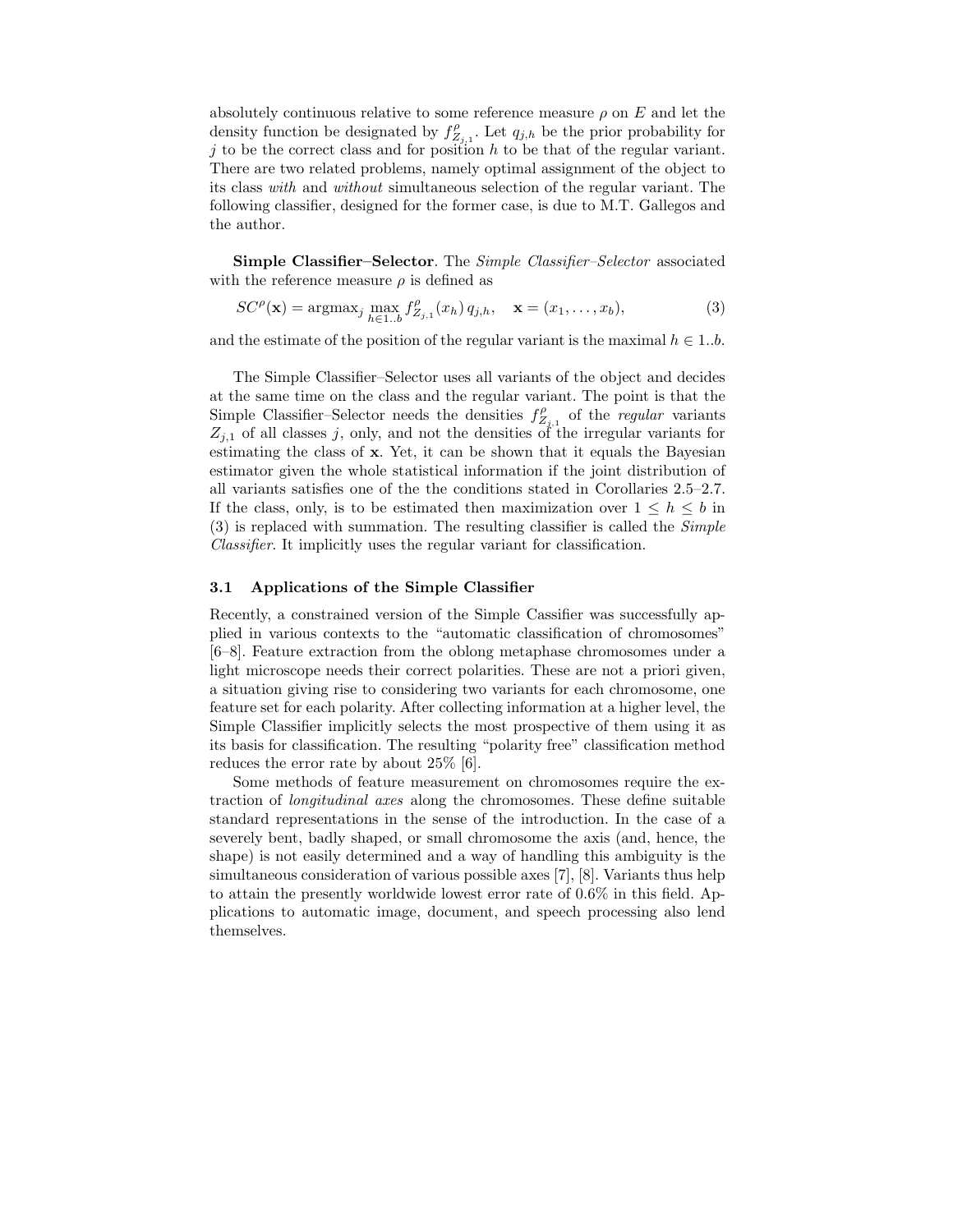absolutely continuous relative to some reference measure $\rho$ on $E$ and let the density function be designated by $f^{\rho}_{Z_{j,1}}$. Let $q_{j,h}$ be the prior probability for $j$ to be the correct class and for position $h$ to be that of the regular variant. There are two related problems, namely optimal assignment of the object to its class *with* and *without* simultaneous selection of the regular variant. The following classifier, designed for the former case, is due to M.T. Gallegos and the author.

**Simple Classifier–Selector**. The *Simple Classifier–Selector* associated with the reference measure $\rho$ is defined as

$$SC^{\rho}(\mathbf{x}) = \mathrm{argmax}_j \max_{h \in 1..b} f^{\rho}_{Z_{j,1}}(x_h)\, q_{j,h}, \quad \mathbf{x} = (x_1, \ldots, x_b), \tag{3}$$

and the estimate of the position of the regular variant is the maximal $h \in 1..b$.

The Simple Classifier–Selector uses all variants of the object and decides at the same time on the class and the regular variant. The point is that the Simple Classifier–Selector needs the densities $f^{\rho}_{Z_{j,1}}$ of the *regular* variants $Z_{j,1}$ of all classes $j$, only, and not the densities of the irregular variants for estimating the class of $\mathbf{x}$. Yet, it can be shown that it equals the Bayesian estimator given the whole statistical information if the joint distribution of all variants satisfies one of the the conditions stated in Corollaries 2.5–2.7. If the class, only, is to be estimated then maximization over $1 \le h \le b$ in (3) is replaced with summation. The resulting classifier is called the *Simple Classifier*. It implicitly uses the regular variant for classification.

### 3.1 Applications of the Simple Classifier

Recently, a constrained version of the Simple Cassifier was successfully applied in various contexts to the "automatic classification of chromosomes" [6–8]. Feature extraction from the oblong metaphase chromosomes under a light microscope needs their correct polarities. These are not a priori given, a situation giving rise to considering two variants for each chromosome, one feature set for each polarity. After collecting information at a higher level, the Simple Classifier implicitly selects the most prospective of them using it as its basis for classification. The resulting "polarity free" classification method reduces the error rate by about 25% [6].

Some methods of feature measurement on chromosomes require the extraction of *longitudinal axes* along the chromosomes. These define suitable standard representations in the sense of the introduction. In the case of a severely bent, badly shaped, or small chromosome the axis (and, hence, the shape) is not easily determined and a way of handling this ambiguity is the simultaneous consideration of various possible axes [7], [8]. Variants thus help to attain the presently worldwide lowest error rate of 0.6% in this field. Applications to automatic image, document, and speech processing also lend themselves.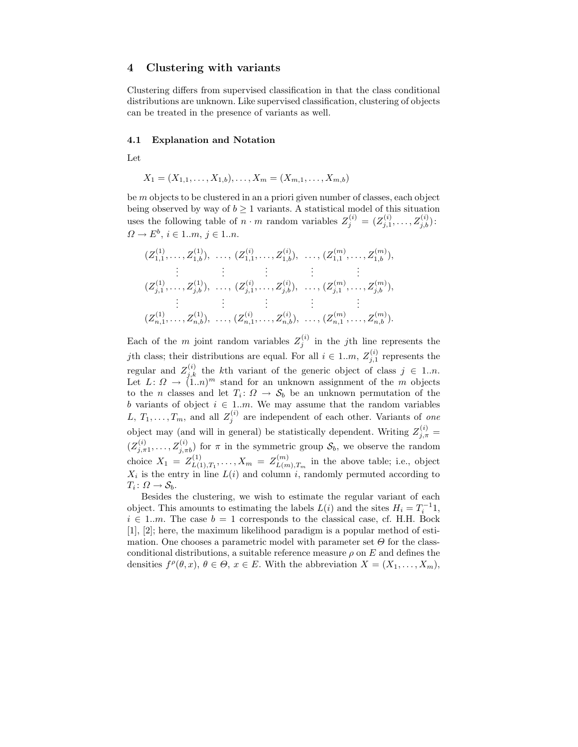## 4 Clustering with variants

Clustering differs from supervised classification in that the class conditional distributions are unknown. Like supervised classification, clustering of objects can be treated in the presence of variants as well.

### 4.1 Explanation and Notation

Let

$$X_1 = (X_{1,1}, \ldots, X_{1,b}), \ldots, X_m = (X_{m,1}, \ldots, X_{m,b})$$

be $m$ objects to be clustered in an a priori given number of classes, each object being observed by way of $b \geq 1$ variants. A statistical model of this situation uses the following table of $n \cdot m$ random variables $Z_j^{(i)} = (Z_{j,1}^{(i)}, \ldots, Z_{j,b}^{(i)})\colon \Omega \to E^b$, $i \in 1..m$, $j \in 1..n$.

$$\begin{array}{ccccc}
(Z_{1,1}^{(1)}, \ldots, Z_{1,b}^{(1)}), & \ldots, & (Z_{1,1}^{(i)}, \ldots, Z_{1,b}^{(i)}), & \ldots, & (Z_{1,1}^{(m)}, \ldots, Z_{1,b}^{(m)}), \\
\vdots & \vdots & \vdots & \vdots & \vdots \\
(Z_{j,1}^{(1)}, \ldots, Z_{j,b}^{(1)}), & \ldots, & (Z_{j,1}^{(i)}, \ldots, Z_{j,b}^{(i)}), & \ldots, & (Z_{j,1}^{(m)}, \ldots, Z_{j,b}^{(m)}), \\
\vdots & \vdots & \vdots & \vdots & \vdots \\
(Z_{n,1}^{(1)}, \ldots, Z_{n,b}^{(1)}), & \ldots, & (Z_{n,1}^{(i)}, \ldots, Z_{n,b}^{(i)}), & \ldots, & (Z_{n,1}^{(m)}, \ldots, Z_{n,b}^{(m)}).
\end{array}$$

Each of the $m$ joint random variables $Z_j^{(i)}$ in the $j$th line represents the $j$th class; their distributions are equal. For all $i \in 1..m$, $Z_{j,1}^{(i)}$ represents the regular and $Z_{j,k}^{(i)}$ the $k$th variant of the generic object of class $j \in 1..n$. Let $L\colon \Omega \to (1..n)^m$ stand for an unknown assignment of the $m$ objects to the $n$ classes and let $T_i\colon \Omega \to \mathcal{S}_b$ be an unknown permutation of the $b$ variants of object $i \in 1..m$. We may assume that the random variables $L$, $T_1, \ldots, T_m$, and all $Z_j^{(i)}$ are independent of each other. Variants of *one* object may (and will in general) be statistically dependent. Writing $Z_{j,\pi}^{(i)} = (Z_{j,\pi 1}^{(i)}, \ldots, Z_{j,\pi b}^{(i)})$ for $\pi$ in the symmetric group $\mathcal{S}_b$, we observe the random choice $X_1 = Z_{L(1),T_1}^{(1)}, \ldots, X_m = Z_{L(m),T_m}^{(m)}$ in the above table; i.e., object $X_i$ is the entry in line $L(i)$ and column $i$, randomly permuted according to $T_i\colon \Omega \to \mathcal{S}_b$.

Besides the clustering, we wish to estimate the regular variant of each object. This amounts to estimating the labels $L(i)$ and the sites $H_i = T_i^{-1}1$, $i \in 1..m$. The case $b = 1$ corresponds to the classical case, cf. H.H. Bock [1], [2]; here, the maximum likelihood paradigm is a popular method of estimation. One chooses a parametric model with parameter set $\Theta$ for the class-conditional distributions, a suitable reference measure $\rho$ on $E$ and defines the densities $f^\rho(\theta, x)$, $\theta \in \Theta$, $x \in E$. With the abbreviation $X = (X_1, \ldots, X_m)$,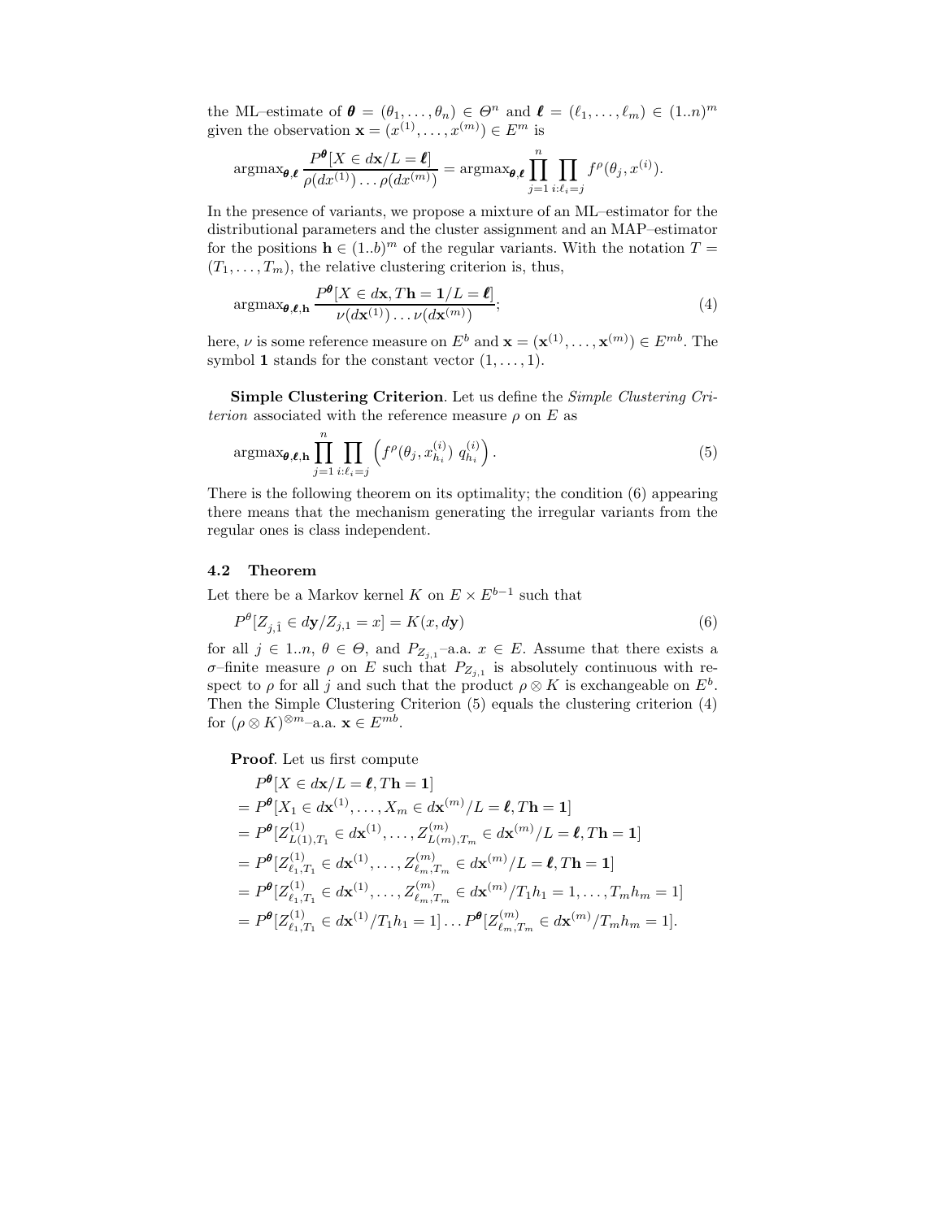the ML–estimate of $\boldsymbol{\theta} = (\theta_1, \ldots, \theta_n) \in \Theta^n$ and $\boldsymbol{\ell} = (\ell_1, \ldots, \ell_m) \in (1..n)^m$ given the observation $\mathbf{x} = (x^{(1)}, \ldots, x^{(m)}) \in E^m$ is

$$\text{argmax}_{\boldsymbol{\theta},\boldsymbol{\ell}} \frac{P^{\boldsymbol{\theta}}[X \in d\mathbf{x}/L = \boldsymbol{\ell}]}{\rho(dx^{(1)}) \ldots \rho(dx^{(m)})} = \text{argmax}_{\boldsymbol{\theta},\boldsymbol{\ell}} \prod_{j=1}^{n} \prod_{i:\ell_i = j} f^{\rho}(\theta_j, x^{(i)}).$$

In the presence of variants, we propose a mixture of an ML–estimator for the distributional parameters and the cluster assignment and an MAP–estimator for the positions $\mathbf{h} \in (1..b)^m$ of the regular variants. With the notation $T = (T_1, \ldots, T_m)$, the relative clustering criterion is, thus,

$$\text{argmax}_{\boldsymbol{\theta},\boldsymbol{\ell},\mathbf{h}} \frac{P^{\boldsymbol{\theta}}[X \in d\mathbf{x}, T\mathbf{h} = \mathbf{1}/L = \boldsymbol{\ell}]}{\nu(d\mathbf{x}^{(1)}) \ldots \nu(d\mathbf{x}^{(m)})}; \tag{4}$$

here, $\nu$ is some reference measure on $E^b$ and $\mathbf{x} = (\mathbf{x}^{(1)}, \ldots, \mathbf{x}^{(m)}) \in E^{mb}$. The symbol $\mathbf{1}$ stands for the constant vector $(1, \ldots, 1)$.

**Simple Clustering Criterion**. Let us define the *Simple Clustering Criterion* associated with the reference measure $\rho$ on $E$ as

$$\text{argmax}_{\boldsymbol{\theta},\boldsymbol{\ell},\mathbf{h}} \prod_{j=1}^{n} \prod_{i:\ell_i = j} \left( f^{\rho}(\theta_j, x^{(i)}_{h_i}) \; q^{(i)}_{h_i} \right). \tag{5}$$

There is the following theorem on its optimality; the condition (6) appearing there means that the mechanism generating the irregular variants from the regular ones is class independent.

### 4.2 Theorem

Let there be a Markov kernel $K$ on $E \times E^{b-1}$ such that

$$P^{\theta}[Z_{j,\hat{1}} \in d\mathbf{y}/Z_{j,1} = x] = K(x, d\mathbf{y}) \tag{6}$$

for all $j \in 1..n$, $\theta \in \Theta$, and $P_{Z_{j,1}}$–a.a. $x \in E$. Assume that there exists a $\sigma$–finite measure $\rho$ on $E$ such that $P_{Z_{j,1}}$ is absolutely continuous with respect to $\rho$ for all $j$ and such that the product $\rho \otimes K$ is exchangeable on $E^b$. Then the Simple Clustering Criterion (5) equals the clustering criterion (4) for $(\rho \otimes K)^{\otimes m}$–a.a. $\mathbf{x} \in E^{mb}$.

**Proof**. Let us first compute

$$\begin{aligned}
&P^{\boldsymbol{\theta}}[X \in d\mathbf{x}/L = \boldsymbol{\ell}, T\mathbf{h} = \mathbf{1}] \\
&= P^{\boldsymbol{\theta}}[X_1 \in d\mathbf{x}^{(1)}, \ldots, X_m \in d\mathbf{x}^{(m)}/L = \boldsymbol{\ell}, T\mathbf{h} = \mathbf{1}] \\
&= P^{\boldsymbol{\theta}}[Z^{(1)}_{L(1),T_1} \in d\mathbf{x}^{(1)}, \ldots, Z^{(m)}_{L(m),T_m} \in d\mathbf{x}^{(m)}/L = \boldsymbol{\ell}, T\mathbf{h} = \mathbf{1}] \\
&= P^{\boldsymbol{\theta}}[Z^{(1)}_{\ell_1,T_1} \in d\mathbf{x}^{(1)}, \ldots, Z^{(m)}_{\ell_m,T_m} \in d\mathbf{x}^{(m)}/L = \boldsymbol{\ell}, T\mathbf{h} = \mathbf{1}] \\
&= P^{\boldsymbol{\theta}}[Z^{(1)}_{\ell_1,T_1} \in d\mathbf{x}^{(1)}, \ldots, Z^{(m)}_{\ell_m,T_m} \in d\mathbf{x}^{(m)}/T_1 h_1 = 1, \ldots, T_m h_m = 1] \\
&= P^{\boldsymbol{\theta}}[Z^{(1)}_{\ell_1,T_1} \in d\mathbf{x}^{(1)}/T_1 h_1 = 1] \ldots P^{\boldsymbol{\theta}}[Z^{(m)}_{\ell_m,T_m} \in d\mathbf{x}^{(m)}/T_m h_m = 1].
\end{aligned}$$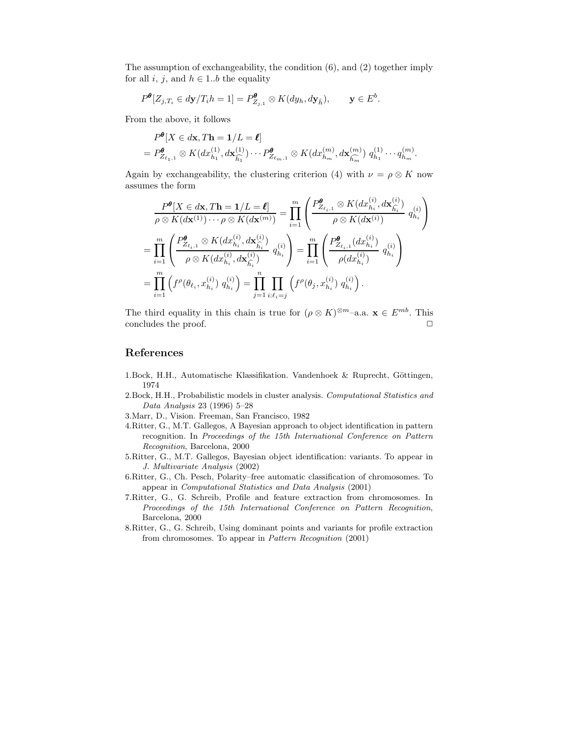The assumption of exchangeability, the condition (6), and (2) together imply for all $i$, $j$, and $h \in 1..b$ the equality

$$P^{\boldsymbol{\theta}}[Z_{j,T_i} \in d\mathbf{y}/T_i h = 1] = P^{\boldsymbol{\theta}}_{Z_{j,1}} \otimes K(dy_h, d\mathbf{y}_{\hat{h}}), \qquad \mathbf{y} \in E^b.$$

From the above, it follows

$$\begin{aligned}
&P^{\boldsymbol{\theta}}[X \in d\mathbf{x}, T\mathbf{h} = \mathbf{1}/L = \boldsymbol{\ell}] \\
&= P^{\boldsymbol{\theta}}_{Z_{\ell_1,1}} \otimes K(dx^{(1)}_{h_1}, d\mathbf{x}^{(1)}_{\widehat{h_1}}) \cdots P^{\boldsymbol{\theta}}_{Z_{\ell_m,1}} \otimes K(dx^{(m)}_{h_m}, d\mathbf{x}^{(m)}_{\widehat{h_m}})\ q^{(1)}_{h_1} \cdots q^{(m)}_{h_m}.
\end{aligned}$$

Again by exchangeability, the clustering criterion (4) with $\nu = \rho \otimes K$ now assumes the form

$$\begin{aligned}
&\frac{P^{\boldsymbol{\theta}}[X \in d\mathbf{x}, T\mathbf{h} = \mathbf{1}/L = \boldsymbol{\ell}]}{\rho \otimes K(d\mathbf{x}^{(1)}) \cdots \rho \otimes K(d\mathbf{x}^{(m)})} = \prod_{i=1}^{m} \left( \frac{P^{\boldsymbol{\theta}}_{Z_{\ell_i,1}} \otimes K(dx^{(i)}_{h_i}, d\mathbf{x}^{(i)}_{\widehat{h_i}})}{\rho \otimes K(d\mathbf{x}^{(i)})}\ q^{(i)}_{h_i} \right) \\
&= \prod_{i=1}^{m} \left( \frac{P^{\boldsymbol{\theta}}_{Z_{\ell_i,1}} \otimes K(dx^{(i)}_{h_i}, d\mathbf{x}^{(i)}_{\widehat{h_i}})}{\rho \otimes K(dx^{(i)}_{h_i}, d\mathbf{x}^{(i)}_{\widehat{h_i}})}\ q^{(i)}_{h_i} \right) = \prod_{i=1}^{m} \left( \frac{P^{\boldsymbol{\theta}}_{Z_{\ell_i,1}}(dx^{(i)}_{h_i})}{\rho(dx^{(i)}_{h_i})}\ q^{(i)}_{h_i} \right) \\
&= \prod_{i=1}^{m} \left( f^{\rho}(\theta_{\ell_i}, x^{(i)}_{h_i})\ q^{(i)}_{h_i} \right) = \prod_{j=1}^{n} \prod_{i:\ell_i = j} \left( f^{\rho}(\theta_j, x^{(i)}_{h_i})\ q^{(i)}_{h_i} \right).
\end{aligned}$$

The third equality in this chain is true for $(\rho \otimes K)^{\otimes m}$–a.a. $\mathbf{x} \in E^{mb}$. This concludes the proof. □

## References

1. Bock, H.H., Automatische Klassifikation. Vandenhoek & Ruprecht, Göttingen, 1974
2. Bock, H.H., Probabilistic models in cluster analysis. *Computational Statistics and Data Analysis* 23 (1996) 5–28
3. Marr, D., Vision. Freeman, San Francisco, 1982
4. Ritter, G., M.T. Gallegos, A Bayesian approach to object identification in pattern recognition. In *Proceedings of the 15th International Conference on Pattern Recognition*, Barcelona, 2000
5. Ritter, G., M.T. Gallegos, Bayesian object identification: variants. To appear in *J. Multivariate Analysis* (2002)
6. Ritter, G., Ch. Pesch, Polarity–free automatic classification of chromosomes. To appear in *Computational Statistics and Data Analysis* (2001)
7. Ritter, G., G. Schreib, Profile and feature extraction from chromosomes. In *Proceedings of the 15th International Conference on Pattern Recognition*, Barcelona, 2000
8. Ritter, G., G. Schreib, Using dominant points and variants for profile extraction from chromosomes. To appear in *Pattern Recognition* (2001)